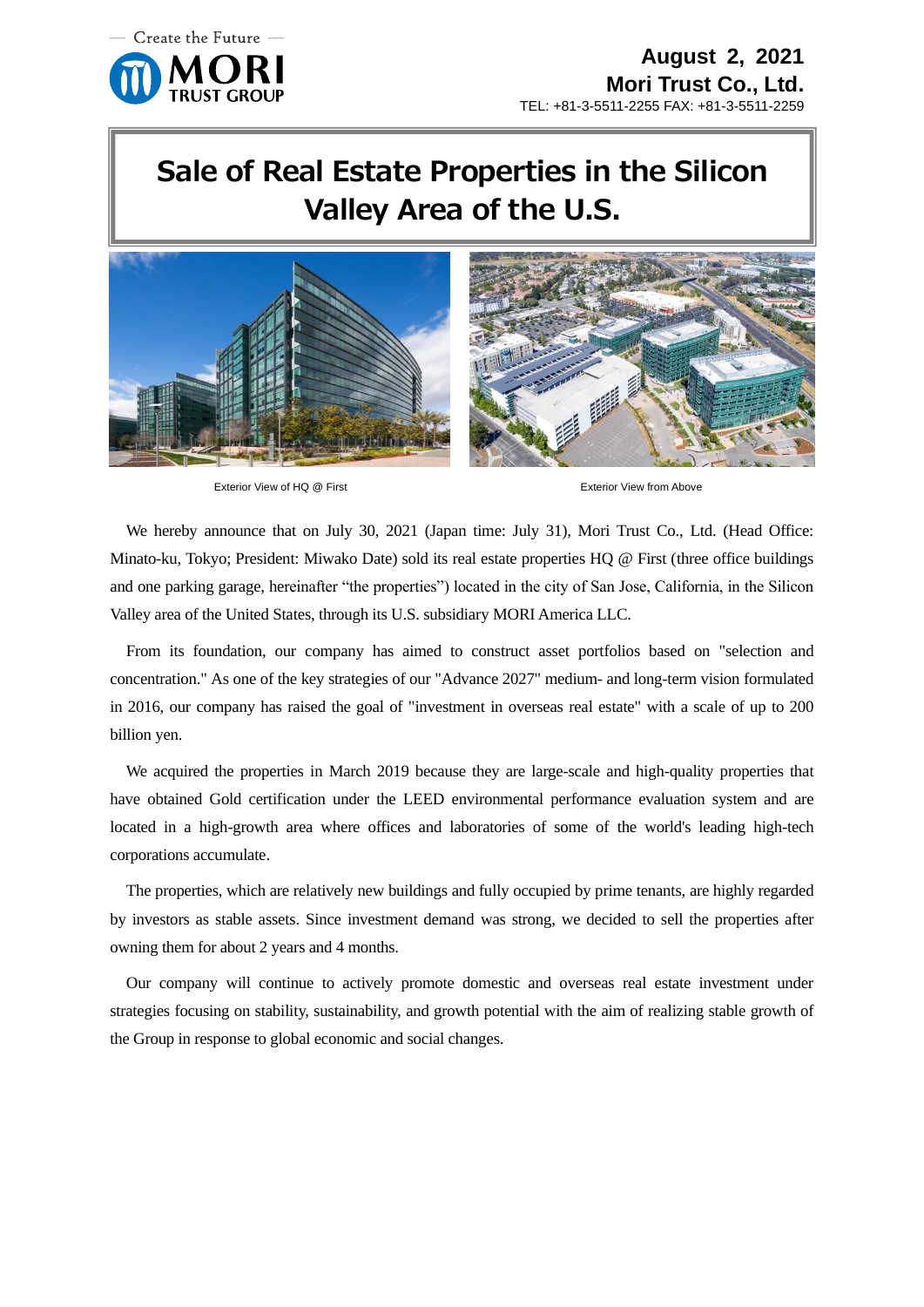— Create the Future —

MORI TRUST GROUP

**August 2, 2021**
**Mori Trust Co., Ltd.**
TEL: +81-3-5511-2255 FAX: +81-3-5511-2259

# Sale of Real Estate Properties in the Silicon Valley Area of the U.S.

Exterior View of HQ @ First

Exterior View from Above

We hereby announce that on July 30, 2021 (Japan time: July 31), Mori Trust Co., Ltd. (Head Office: Minato-ku, Tokyo; President: Miwako Date) sold its real estate properties HQ @ First (three office buildings and one parking garage, hereinafter "the properties") located in the city of San Jose, California, in the Silicon Valley area of the United States, through its U.S. subsidiary MORI America LLC.

From its foundation, our company has aimed to construct asset portfolios based on "selection and concentration." As one of the key strategies of our "Advance 2027" medium- and long-term vision formulated in 2016, our company has raised the goal of "investment in overseas real estate" with a scale of up to 200 billion yen.

We acquired the properties in March 2019 because they are large-scale and high-quality properties that have obtained Gold certification under the LEED environmental performance evaluation system and are located in a high-growth area where offices and laboratories of some of the world's leading high-tech corporations accumulate.

The properties, which are relatively new buildings and fully occupied by prime tenants, are highly regarded by investors as stable assets. Since investment demand was strong, we decided to sell the properties after owning them for about 2 years and 4 months.

Our company will continue to actively promote domestic and overseas real estate investment under strategies focusing on stability, sustainability, and growth potential with the aim of realizing stable growth of the Group in response to global economic and social changes.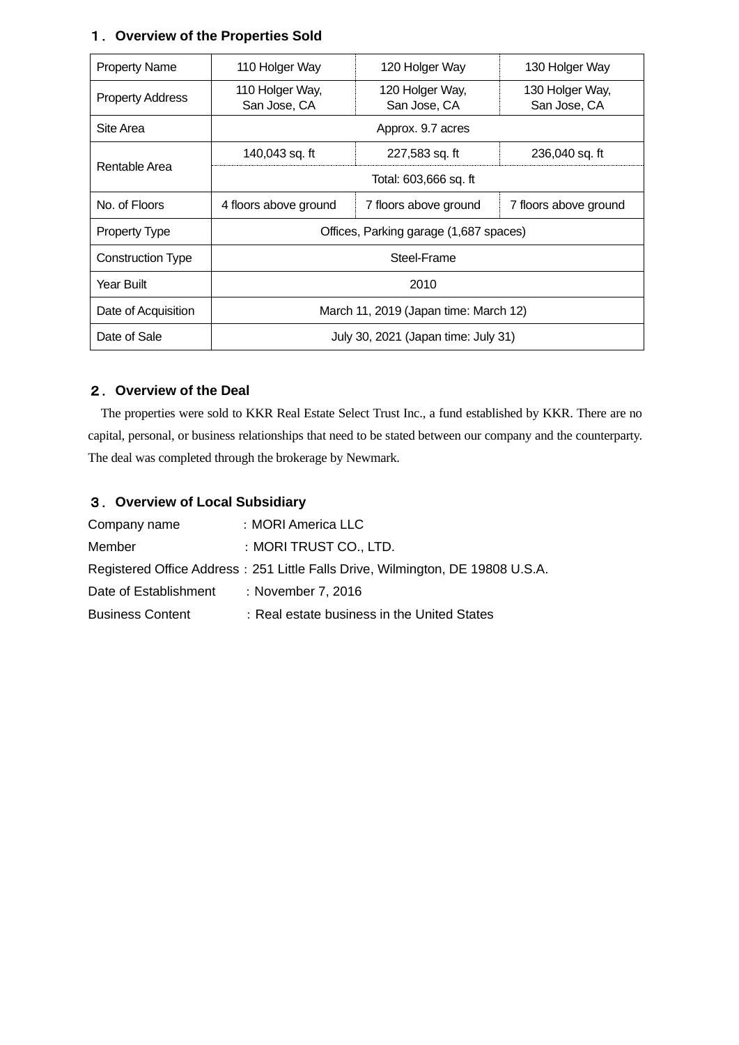## １. Overview of the Properties Sold

| Property Name | 110 Holger Way | 120 Holger Way | 130 Holger Way |
|---|---|---|---|
| Property Address | 110 Holger Way, San Jose, CA | 120 Holger Way, San Jose, CA | 130 Holger Way, San Jose, CA |
| Site Area | Approx. 9.7 acres | | |
| Rentable Area | 140,043 sq. ft | 227,583 sq. ft | 236,040 sq. ft |
| | Total: 603,666 sq. ft | | |
| No. of Floors | 4 floors above ground | 7 floors above ground | 7 floors above ground |
| Property Type | Offices, Parking garage (1,687 spaces) | | |
| Construction Type | Steel-Frame | | |
| Year Built | 2010 | | |
| Date of Acquisition | March 11, 2019 (Japan time: March 12) | | |
| Date of Sale | July 30, 2021 (Japan time: July 31) | | |

## ２. Overview of the Deal

The properties were sold to KKR Real Estate Select Trust Inc., a fund established by KKR. There are no capital, personal, or business relationships that need to be stated between our company and the counterparty. The deal was completed through the brokerage by Newmark.

## ３. Overview of Local Subsidiary

Company name：MORI America LLC
Member：MORI TRUST CO., LTD.
Registered Office Address：251 Little Falls Drive, Wilmington, DE 19808 U.S.A.
Date of Establishment：November 7, 2016
Business Content：Real estate business in the United States